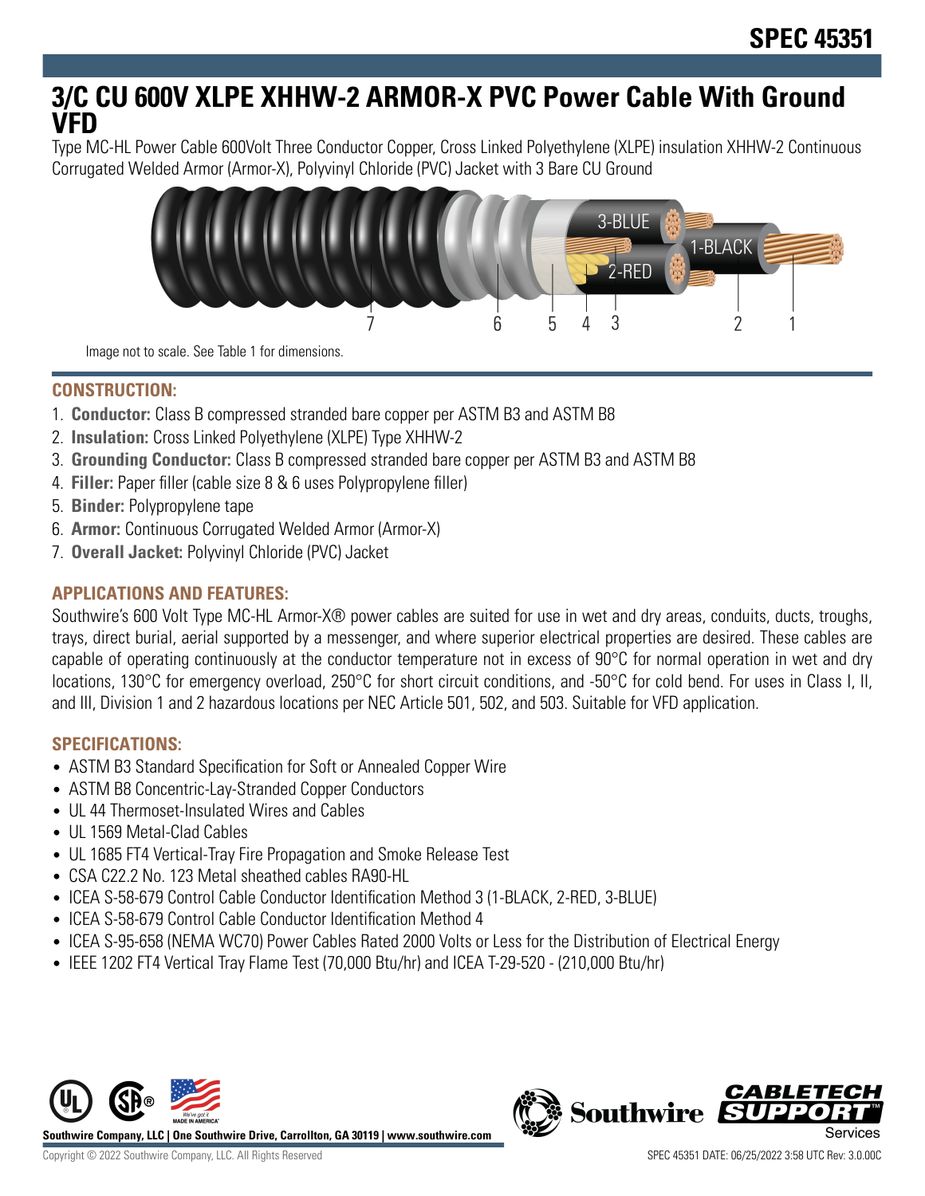# 3/C CU 600V XLPE XHHW-2 ARMOR-X PVC Power Cable With Ground VFD

Type MC-HL Power Cable 600Volt Three Conductor Copper, Cross Linked Polyethylene (XLPE) insulation XHHW-2 Continuous Corrugated Welded Armor (Armor-X), Polyvinyl Chloride (PVC) Jacket with 3 Bare CU Ground

Image not to scale. See Table 1 for dimensions.

## CONSTRUCTION:

1. **Conductor:** Class B compressed stranded bare copper per ASTM B3 and ASTM B8
2. **Insulation:** Cross Linked Polyethylene (XLPE) Type XHHW-2
3. **Grounding Conductor:** Class B compressed stranded bare copper per ASTM B3 and ASTM B8
4. **Filler:** Paper filler (cable size 8 & 6 uses Polypropylene filler)
5. **Binder:** Polypropylene tape
6. **Armor:** Continuous Corrugated Welded Armor (Armor-X)
7. **Overall Jacket:** Polyvinyl Chloride (PVC) Jacket

## APPLICATIONS AND FEATURES:

Southwire's 600 Volt Type MC-HL Armor-X® power cables are suited for use in wet and dry areas, conduits, ducts, troughs, trays, direct burial, aerial supported by a messenger, and where superior electrical properties are desired. These cables are capable of operating continuously at the conductor temperature not in excess of 90°C for normal operation in wet and dry locations, 130°C for emergency overload, 250°C for short circuit conditions, and -50°C for cold bend. For uses in Class I, II, and III, Division 1 and 2 hazardous locations per NEC Article 501, 502, and 503. Suitable for VFD application.

## SPECIFICATIONS:

- ASTM B3 Standard Specification for Soft or Annealed Copper Wire
- ASTM B8 Concentric-Lay-Stranded Copper Conductors
- UL 44 Thermoset-Insulated Wires and Cables
- UL 1569 Metal-Clad Cables
- UL 1685 FT4 Vertical-Tray Fire Propagation and Smoke Release Test
- CSA C22.2 No. 123 Metal sheathed cables RA90-HL
- ICEA S-58-679 Control Cable Conductor Identification Method 3 (1-BLACK, 2-RED, 3-BLUE)
- ICEA S-58-679 Control Cable Conductor Identification Method 4
- ICEA S-95-658 (NEMA WC70) Power Cables Rated 2000 Volts or Less for the Distribution of Electrical Energy
- IEEE 1202 FT4 Vertical Tray Flame Test (70,000 Btu/hr) and ICEA T-29-520 - (210,000 Btu/hr)

**Southwire Company, LLC | One Southwire Drive, Carrollton, GA 30119 | www.southwire.com**

Copyright © 2022 Southwire Company, LLC. All Rights Reserved

SPEC 45351 DATE: 06/25/2022 3:58 UTC Rev: 3.0.00C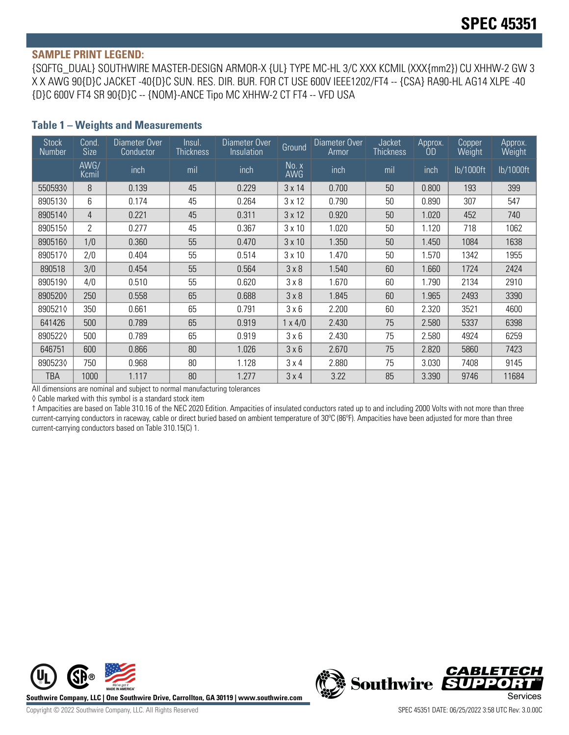# SPEC 45351

**SAMPLE PRINT LEGEND:**

{SQFTG_DUAL} SOUTHWIRE MASTER-DESIGN ARMOR-X {UL} TYPE MC-HL 3/C XXX KCMIL (XXX{mm2}) CU XHHW-2 GW 3 X X AWG 90{D}C JACKET -40{D}C SUN. RES. DIR. BUR. FOR CT USE 600V IEEE1202/FT4 -- {CSA} RA90-HL AG14 XLPE -40 {D}C 600V FT4 SR 90{D}C -- {NOM}-ANCE Tipo MC XHHW-2 CT FT4 -- VFD USA

## Table 1 – Weights and Measurements

| Stock Number | Cond. Size | Diameter Over Conductor | Insul. Thickness | Diameter Over Insulation | Ground | Diameter Over Armor | Jacket Thickness | Approx. OD | Copper Weight | Approx. Weight |
|---|---|---|---|---|---|---|---|---|---|---|
| | AWG/ Kcmil | inch | mil | inch | No. x AWG | inch | mil | inch | lb/1000ft | lb/1000ft |
| 550593◊ | 8 | 0.139 | 45 | 0.229 | 3 x 14 | 0.700 | 50 | 0.800 | 193 | 399 |
| 890513◊ | 6 | 0.174 | 45 | 0.264 | 3 x 12 | 0.790 | 50 | 0.890 | 307 | 547 |
| 890514◊ | 4 | 0.221 | 45 | 0.311 | 3 x 12 | 0.920 | 50 | 1.020 | 452 | 740 |
| 890515◊ | 2 | 0.277 | 45 | 0.367 | 3 x 10 | 1.020 | 50 | 1.120 | 718 | 1062 |
| 890516◊ | 1/0 | 0.360 | 55 | 0.470 | 3 x 10 | 1.350 | 50 | 1.450 | 1084 | 1638 |
| 890517◊ | 2/0 | 0.404 | 55 | 0.514 | 3 x 10 | 1.470 | 50 | 1.570 | 1342 | 1955 |
| 890518 | 3/0 | 0.454 | 55 | 0.564 | 3 x 8 | 1.540 | 60 | 1.660 | 1724 | 2424 |
| 890519◊ | 4/0 | 0.510 | 55 | 0.620 | 3 x 8 | 1.670 | 60 | 1.790 | 2134 | 2910 |
| 890520◊ | 250 | 0.558 | 65 | 0.688 | 3 x 8 | 1.845 | 60 | 1.965 | 2493 | 3390 |
| 890521◊ | 350 | 0.661 | 65 | 0.791 | 3 x 6 | 2.200 | 60 | 2.320 | 3521 | 4600 |
| 641426 | 500 | 0.789 | 65 | 0.919 | 1 x 4/0 | 2.430 | 75 | 2.580 | 5337 | 6398 |
| 890522◊ | 500 | 0.789 | 65 | 0.919 | 3 x 6 | 2.430 | 75 | 2.580 | 4924 | 6259 |
| 646751 | 600 | 0.866 | 80 | 1.026 | 3 x 6 | 2.670 | 75 | 2.820 | 5860 | 7423 |
| 890523◊ | 750 | 0.968 | 80 | 1.128 | 3 x 4 | 2.880 | 75 | 3.030 | 7408 | 9145 |
| TBA | 1000 | 1.117 | 80 | 1.277 | 3 x 4 | 3.22 | 85 | 3.390 | 9746 | 11684 |

All dimensions are nominal and subject to normal manufacturing tolerances

◊ Cable marked with this symbol is a standard stock item

† Ampacities are based on Table 310.16 of the NEC 2020 Edition. Ampacities of insulated conductors rated up to and including 2000 Volts with not more than three current-carrying conductors in raceway, cable or direct buried based on ambient temperature of 30ºC (86ºF). Ampacities have been adjusted for more than three current-carrying conductors based on Table 310.15(C) 1.

Southwire Company, LLC | One Southwire Drive, Carrollton, GA 30119 | www.southwire.com

Copyright © 2022 Southwire Company, LLC. All Rights Reserved

SPEC 45351 DATE: 06/25/2022 3:58 UTC Rev: 3.0.00C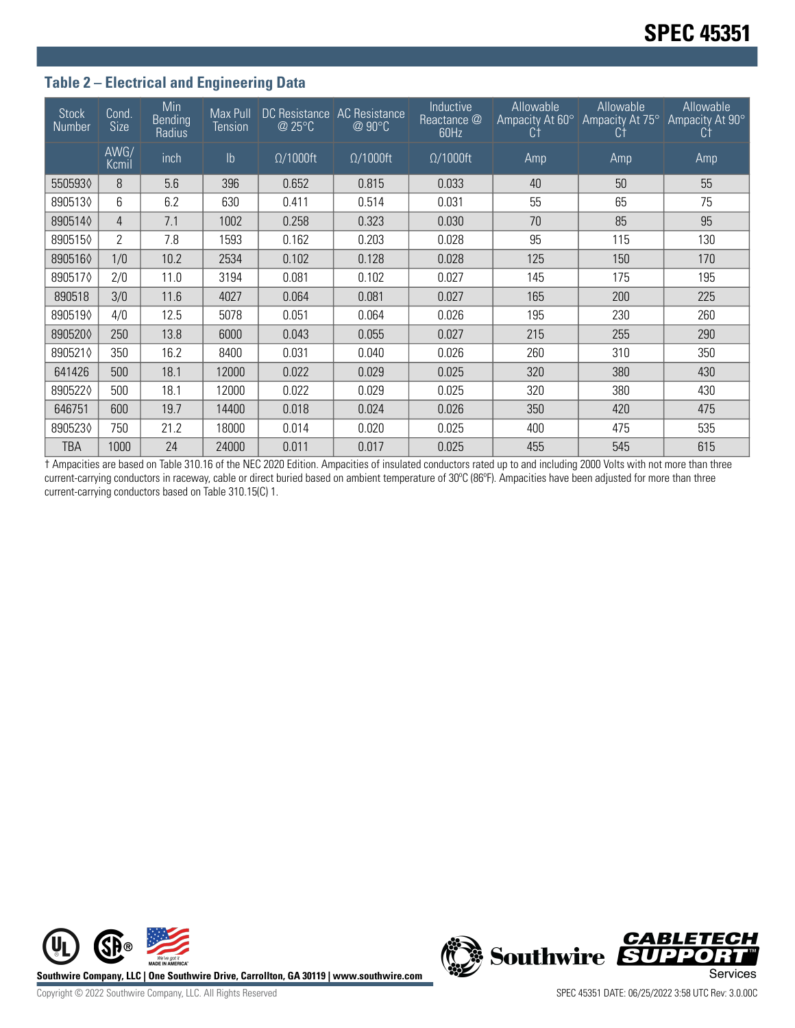## Table 2 – Electrical and Engineering Data

| Stock Number | Cond. Size | Min Bending Radius | Max Pull Tension | DC Resistance @ 25°C | AC Resistance @ 90°C | Inductive Reactance @ 60Hz | Allowable Ampacity At 60° C† | Allowable Ampacity At 75° C† | Allowable Ampacity At 90° C† |
|---|---|---|---|---|---|---|---|---|---|
| | AWG/ Kcmil | inch | lb | Ω/1000ft | Ω/1000ft | Ω/1000ft | Amp | Amp | Amp |
| 550593◊ | 8 | 5.6 | 396 | 0.652 | 0.815 | 0.033 | 40 | 50 | 55 |
| 890513◊ | 6 | 6.2 | 630 | 0.411 | 0.514 | 0.031 | 55 | 65 | 75 |
| 890514◊ | 4 | 7.1 | 1002 | 0.258 | 0.323 | 0.030 | 70 | 85 | 95 |
| 890515◊ | 2 | 7.8 | 1593 | 0.162 | 0.203 | 0.028 | 95 | 115 | 130 |
| 890516◊ | 1/0 | 10.2 | 2534 | 0.102 | 0.128 | 0.028 | 125 | 150 | 170 |
| 890517◊ | 2/0 | 11.0 | 3194 | 0.081 | 0.102 | 0.027 | 145 | 175 | 195 |
| 890518 | 3/0 | 11.6 | 4027 | 0.064 | 0.081 | 0.027 | 165 | 200 | 225 |
| 890519◊ | 4/0 | 12.5 | 5078 | 0.051 | 0.064 | 0.026 | 195 | 230 | 260 |
| 890520◊ | 250 | 13.8 | 6000 | 0.043 | 0.055 | 0.027 | 215 | 255 | 290 |
| 890521◊ | 350 | 16.2 | 8400 | 0.031 | 0.040 | 0.026 | 260 | 310 | 350 |
| 641426 | 500 | 18.1 | 12000 | 0.022 | 0.029 | 0.025 | 320 | 380 | 430 |
| 890522◊ | 500 | 18.1 | 12000 | 0.022 | 0.029 | 0.025 | 320 | 380 | 430 |
| 646751 | 600 | 19.7 | 14400 | 0.018 | 0.024 | 0.026 | 350 | 420 | 475 |
| 890523◊ | 750 | 21.2 | 18000 | 0.014 | 0.020 | 0.025 | 400 | 475 | 535 |
| TBA | 1000 | 24 | 24000 | 0.011 | 0.017 | 0.025 | 455 | 545 | 615 |

† Ampacities are based on Table 310.16 of the NEC 2020 Edition. Ampacities of insulated conductors rated up to and including 2000 Volts with not more than three current-carrying conductors in raceway, cable or direct buried based on ambient temperature of 30ºC (86ºF). Ampacities have been adjusted for more than three current-carrying conductors based on Table 310.15(C) 1.

Southwire Company, LLC | One Southwire Drive, Carrollton, GA 30119 | www.southwire.com

Copyright © 2022 Southwire Company, LLC. All Rights Reserved